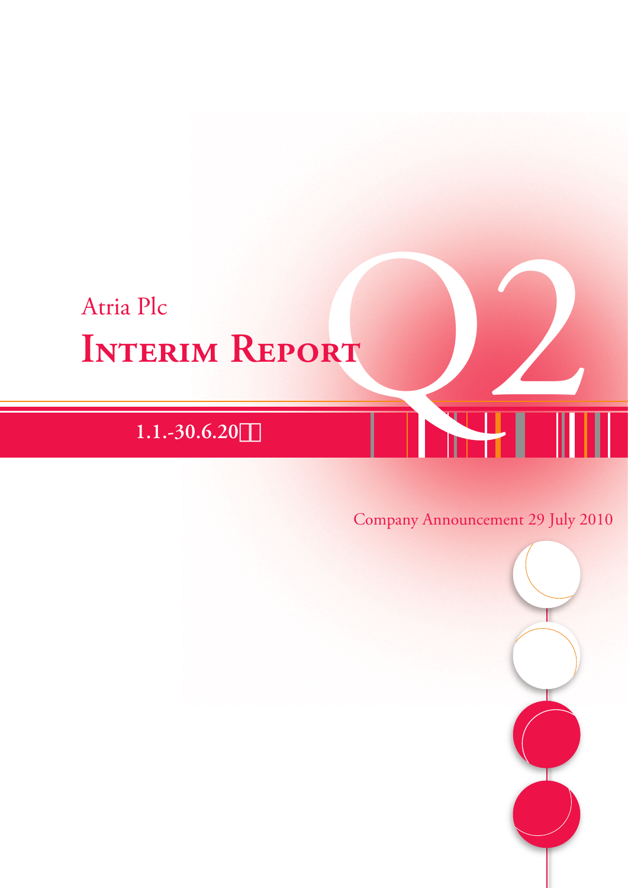Atria Plc

# Interim Report

Q2

**1.1.-30.6.20□□**

Company Announcement 29 July 2010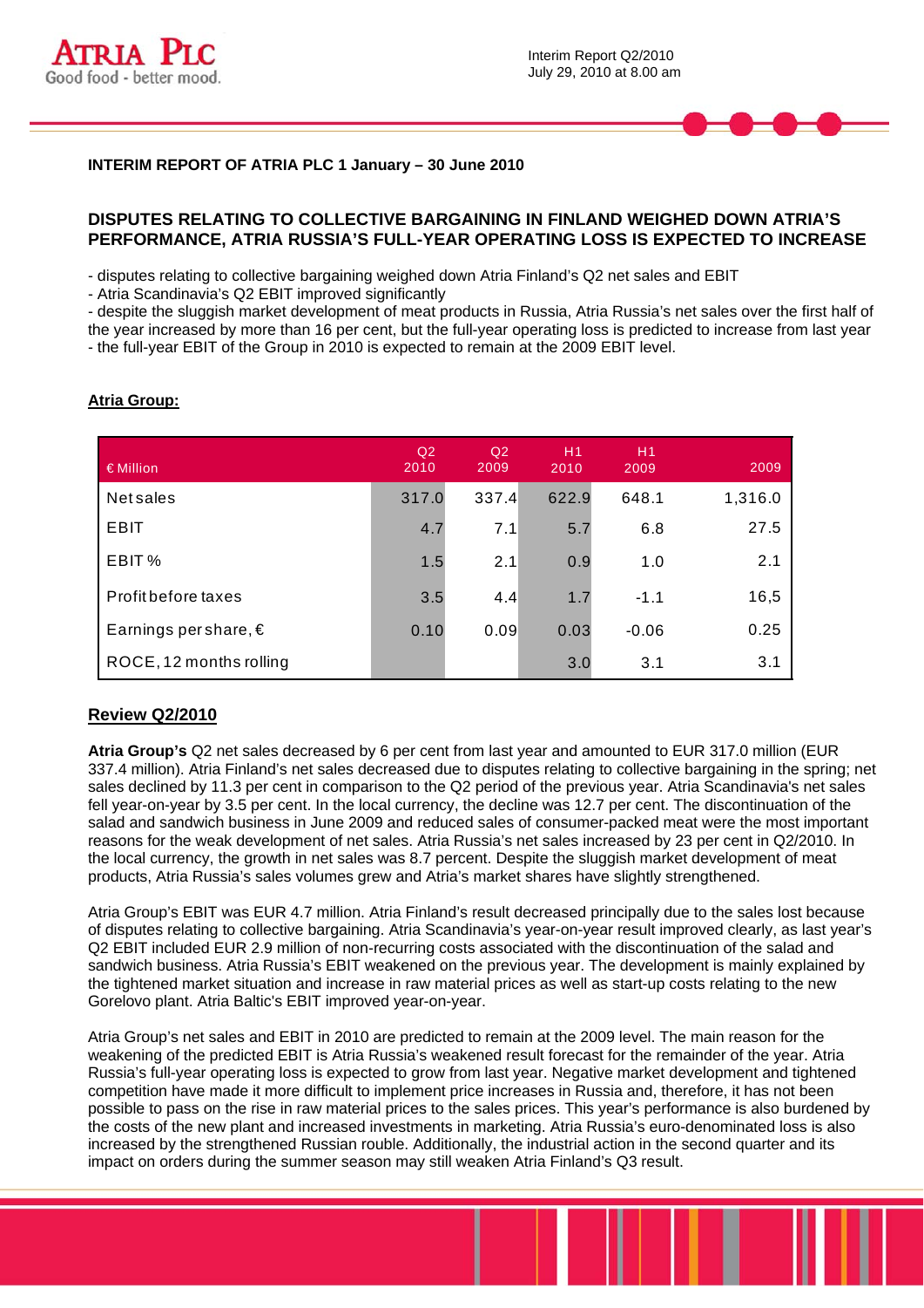**INTERIM REPORT OF ATRIA PLC 1 January – 30 June 2010**

## DISPUTES RELATING TO COLLECTIVE BARGAINING IN FINLAND WEIGHED DOWN ATRIA'S PERFORMANCE, ATRIA RUSSIA'S FULL-YEAR OPERATING LOSS IS EXPECTED TO INCREASE

- disputes relating to collective bargaining weighed down Atria Finland's Q2 net sales and EBIT
- Atria Scandinavia's Q2 EBIT improved significantly
- despite the sluggish market development of meat products in Russia, Atria Russia's net sales over the first half of the year increased by more than 16 per cent, but the full-year operating loss is predicted to increase from last year
- the full-year EBIT of the Group in 2010 is expected to remain at the 2009 EBIT level.

**Atria Group:**

| € Million | Q2 2010 | Q2 2009 | H1 2010 | H1 2009 | 2009 |
|---|---|---|---|---|---|
| Net sales | 317.0 | 337.4 | 622.9 | 648.1 | 1,316.0 |
| EBIT | 4.7 | 7.1 | 5.7 | 6.8 | 27.5 |
| EBIT % | 1.5 | 2.1 | 0.9 | 1.0 | 2.1 |
| Profit before taxes | 3.5 | 4.4 | 1.7 | -1.1 | 16,5 |
| Earnings per share, € | 0.10 | 0.09 | 0.03 | -0.06 | 0.25 |
| ROCE, 12 months rolling | | | 3.0 | 3.1 | 3.1 |

**Review Q2/2010**

**Atria Group's** Q2 net sales decreased by 6 per cent from last year and amounted to EUR 317.0 million (EUR 337.4 million). Atria Finland's net sales decreased due to disputes relating to collective bargaining in the spring; net sales declined by 11.3 per cent in comparison to the Q2 period of the previous year. Atria Scandinavia's net sales fell year-on-year by 3.5 per cent. In the local currency, the decline was 12.7 per cent. The discontinuation of the salad and sandwich business in June 2009 and reduced sales of consumer-packed meat were the most important reasons for the weak development of net sales. Atria Russia's net sales increased by 23 per cent in Q2/2010. In the local currency, the growth in net sales was 8.7 percent. Despite the sluggish market development of meat products, Atria Russia's sales volumes grew and Atria's market shares have slightly strengthened.

Atria Group's EBIT was EUR 4.7 million. Atria Finland's result decreased principally due to the sales lost because of disputes relating to collective bargaining. Atria Scandinavia's year-on-year result improved clearly, as last year's Q2 EBIT included EUR 2.9 million of non-recurring costs associated with the discontinuation of the salad and sandwich business. Atria Russia's EBIT weakened on the previous year. The development is mainly explained by the tightened market situation and increase in raw material prices as well as start-up costs relating to the new Gorelovo plant. Atria Baltic's EBIT improved year-on-year.

Atria Group's net sales and EBIT in 2010 are predicted to remain at the 2009 level. The main reason for the weakening of the predicted EBIT is Atria Russia's weakened result forecast for the remainder of the year. Atria Russia's full-year operating loss is expected to grow from last year. Negative market development and tightened competition have made it more difficult to implement price increases in Russia and, therefore, it has not been possible to pass on the rise in raw material prices to the sales prices. This year's performance is also burdened by the costs of the new plant and increased investments in marketing. Atria Russia's euro-denominated loss is also increased by the strengthened Russian rouble. Additionally, the industrial action in the second quarter and its impact on orders during the summer season may still weaken Atria Finland's Q3 result.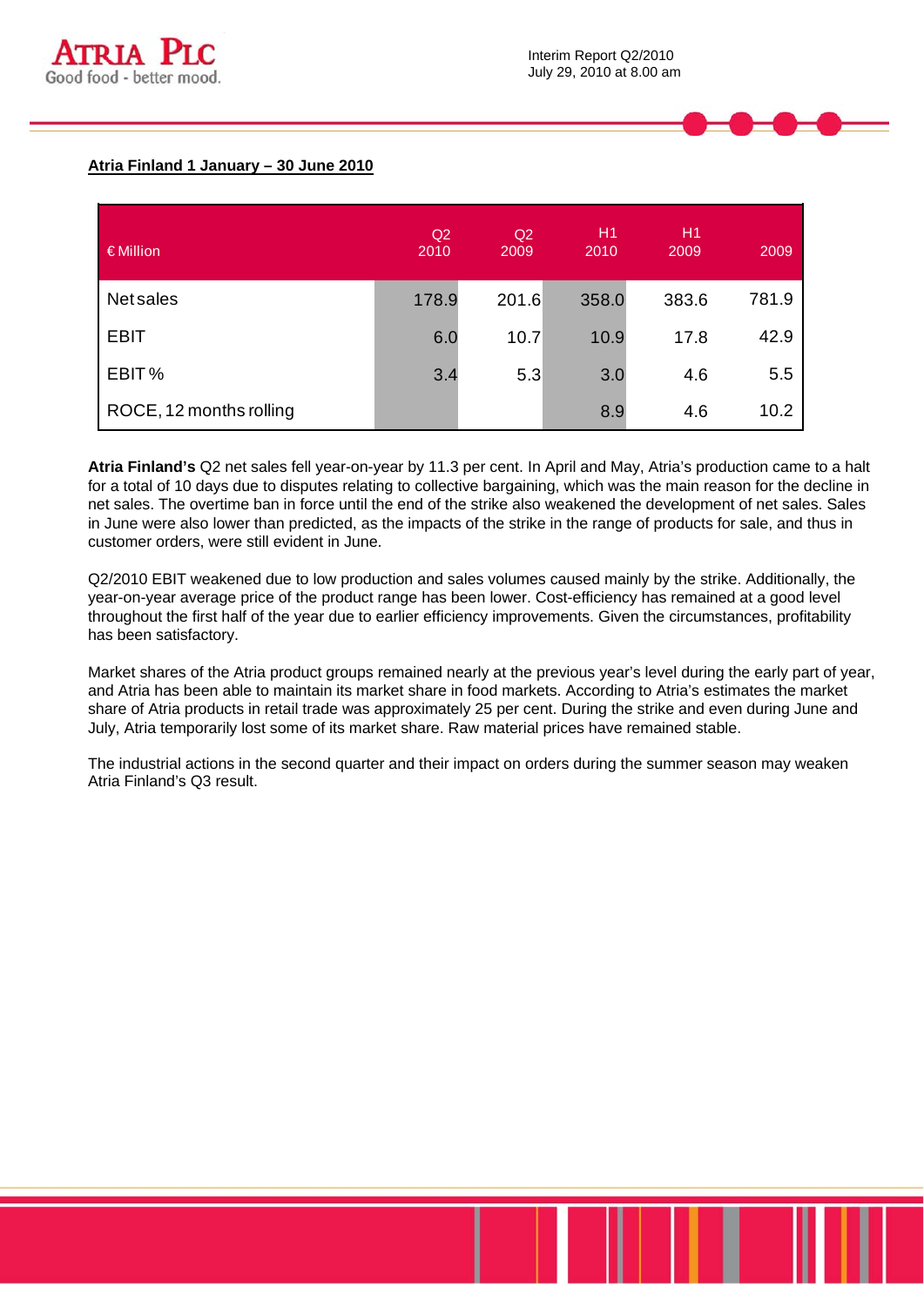**Atria Finland 1 January – 30 June 2010**

| € Million | Q2 2010 | Q2 2009 | H1 2010 | H1 2009 | 2009 |
|---|---|---|---|---|---|
| Net sales | 178.9 | 201.6 | 358.0 | 383.6 | 781.9 |
| EBIT | 6.0 | 10.7 | 10.9 | 17.8 | 42.9 |
| EBIT % | 3.4 | 5.3 | 3.0 | 4.6 | 5.5 |
| ROCE, 12 months rolling | | | 8.9 | 4.6 | 10.2 |

**Atria Finland's** Q2 net sales fell year-on-year by 11.3 per cent. In April and May, Atria's production came to a halt for a total of 10 days due to disputes relating to collective bargaining, which was the main reason for the decline in net sales. The overtime ban in force until the end of the strike also weakened the development of net sales. Sales in June were also lower than predicted, as the impacts of the strike in the range of products for sale, and thus in customer orders, were still evident in June.

Q2/2010 EBIT weakened due to low production and sales volumes caused mainly by the strike. Additionally, the year-on-year average price of the product range has been lower. Cost-efficiency has remained at a good level throughout the first half of the year due to earlier efficiency improvements. Given the circumstances, profitability has been satisfactory.

Market shares of the Atria product groups remained nearly at the previous year's level during the early part of year, and Atria has been able to maintain its market share in food markets. According to Atria's estimates the market share of Atria products in retail trade was approximately 25 per cent. During the strike and even during June and July, Atria temporarily lost some of its market share. Raw material prices have remained stable.

The industrial actions in the second quarter and their impact on orders during the summer season may weaken Atria Finland's Q3 result.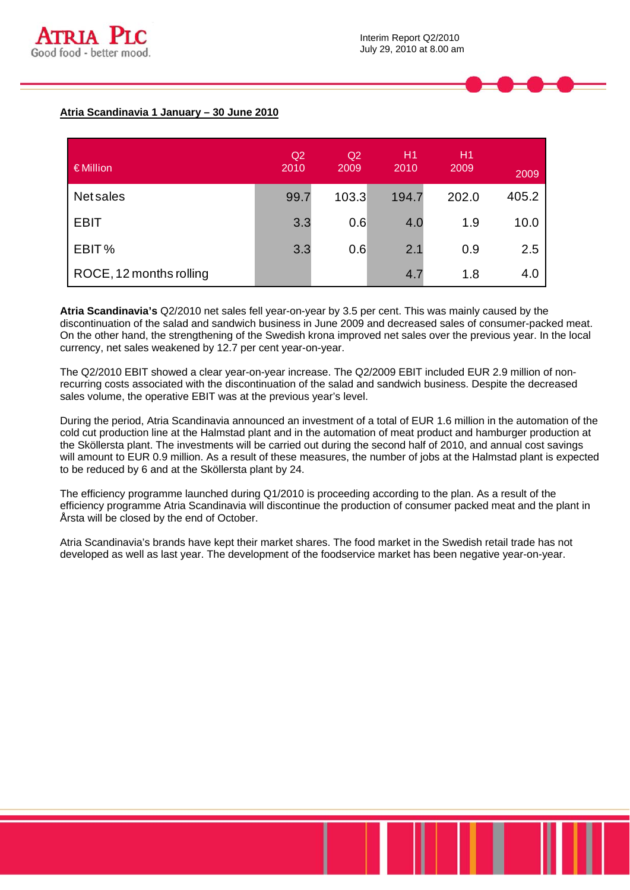**Atria Scandinavia 1 January – 30 June 2010**

| € Million | Q2 2010 | Q2 2009 | H1 2010 | H1 2009 | 2009 |
|---|---|---|---|---|---|
| Net sales | 99.7 | 103.3 | 194.7 | 202.0 | 405.2 |
| EBIT | 3.3 | 0.6 | 4.0 | 1.9 | 10.0 |
| EBIT % | 3.3 | 0.6 | 2.1 | 0.9 | 2.5 |
| ROCE, 12 months rolling | | | 4.7 | 1.8 | 4.0 |

**Atria Scandinavia's** Q2/2010 net sales fell year-on-year by 3.5 per cent. This was mainly caused by the discontinuation of the salad and sandwich business in June 2009 and decreased sales of consumer-packed meat. On the other hand, the strengthening of the Swedish krona improved net sales over the previous year. In the local currency, net sales weakened by 12.7 per cent year-on-year.

The Q2/2010 EBIT showed a clear year-on-year increase. The Q2/2009 EBIT included EUR 2.9 million of non-recurring costs associated with the discontinuation of the salad and sandwich business. Despite the decreased sales volume, the operative EBIT was at the previous year's level.

During the period, Atria Scandinavia announced an investment of a total of EUR 1.6 million in the automation of the cold cut production line at the Halmstad plant and in the automation of meat product and hamburger production at the Sköllersta plant. The investments will be carried out during the second half of 2010, and annual cost savings will amount to EUR 0.9 million. As a result of these measures, the number of jobs at the Halmstad plant is expected to be reduced by 6 and at the Sköllersta plant by 24.

The efficiency programme launched during Q1/2010 is proceeding according to the plan. As a result of the efficiency programme Atria Scandinavia will discontinue the production of consumer packed meat and the plant in Årsta will be closed by the end of October.

Atria Scandinavia's brands have kept their market shares. The food market in the Swedish retail trade has not developed as well as last year. The development of the foodservice market has been negative year-on-year.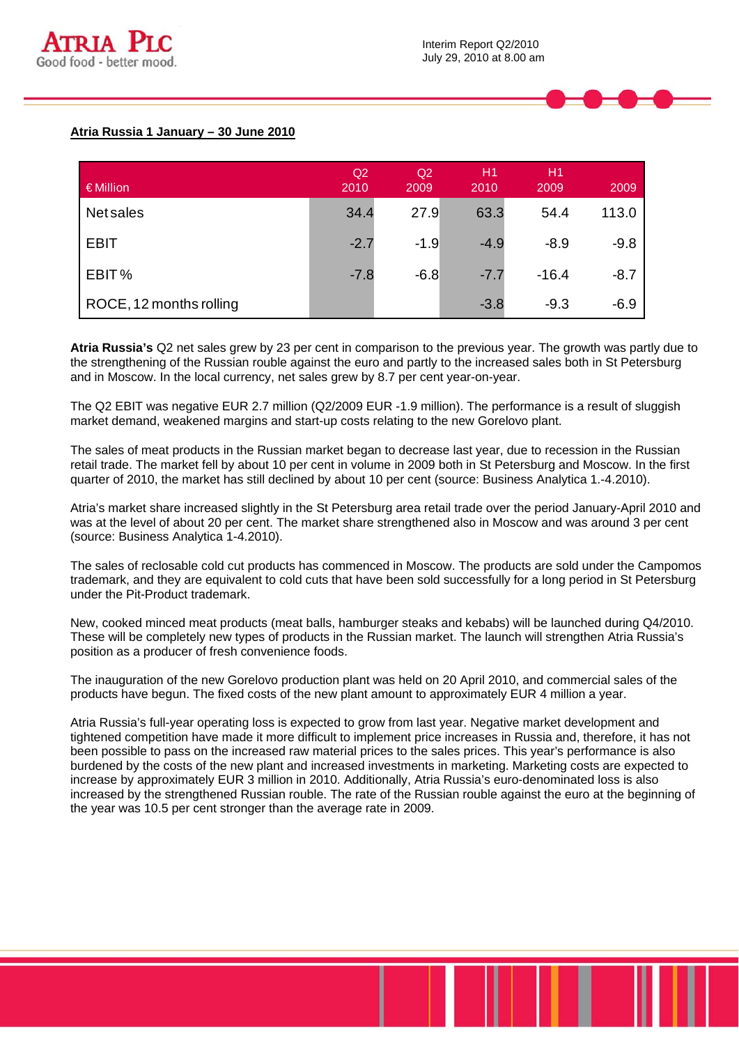**Atria Russia 1 January – 30 June 2010**

| € Million | Q2 2010 | Q2 2009 | H1 2010 | H1 2009 | 2009 |
|---|---|---|---|---|---|
| Net sales | 34.4 | 27.9 | 63.3 | 54.4 | 113.0 |
| EBIT | -2.7 | -1.9 | -4.9 | -8.9 | -9.8 |
| EBIT % | -7.8 | -6.8 | -7.7 | -16.4 | -8.7 |
| ROCE, 12 months rolling | | | -3.8 | -9.3 | -6.9 |

**Atria Russia's** Q2 net sales grew by 23 per cent in comparison to the previous year. The growth was partly due to the strengthening of the Russian rouble against the euro and partly to the increased sales both in St Petersburg and in Moscow. In the local currency, net sales grew by 8.7 per cent year-on-year.

The Q2 EBIT was negative EUR 2.7 million (Q2/2009 EUR -1.9 million). The performance is a result of sluggish market demand, weakened margins and start-up costs relating to the new Gorelovo plant.

The sales of meat products in the Russian market began to decrease last year, due to recession in the Russian retail trade. The market fell by about 10 per cent in volume in 2009 both in St Petersburg and Moscow. In the first quarter of 2010, the market has still declined by about 10 per cent (source: Business Analytica 1.-4.2010).

Atria's market share increased slightly in the St Petersburg area retail trade over the period January-April 2010 and was at the level of about 20 per cent. The market share strengthened also in Moscow and was around 3 per cent (source: Business Analytica 1-4.2010).

The sales of reclosable cold cut products has commenced in Moscow. The products are sold under the Campomos trademark, and they are equivalent to cold cuts that have been sold successfully for a long period in St Petersburg under the Pit-Product trademark.

New, cooked minced meat products (meat balls, hamburger steaks and kebabs) will be launched during Q4/2010. These will be completely new types of products in the Russian market. The launch will strengthen Atria Russia's position as a producer of fresh convenience foods.

The inauguration of the new Gorelovo production plant was held on 20 April 2010, and commercial sales of the products have begun. The fixed costs of the new plant amount to approximately EUR 4 million a year.

Atria Russia's full-year operating loss is expected to grow from last year. Negative market development and tightened competition have made it more difficult to implement price increases in Russia and, therefore, it has not been possible to pass on the increased raw material prices to the sales prices. This year's performance is also burdened by the costs of the new plant and increased investments in marketing. Marketing costs are expected to increase by approximately EUR 3 million in 2010. Additionally, Atria Russia's euro-denominated loss is also increased by the strengthened Russian rouble. The rate of the Russian rouble against the euro at the beginning of the year was 10.5 per cent stronger than the average rate in 2009.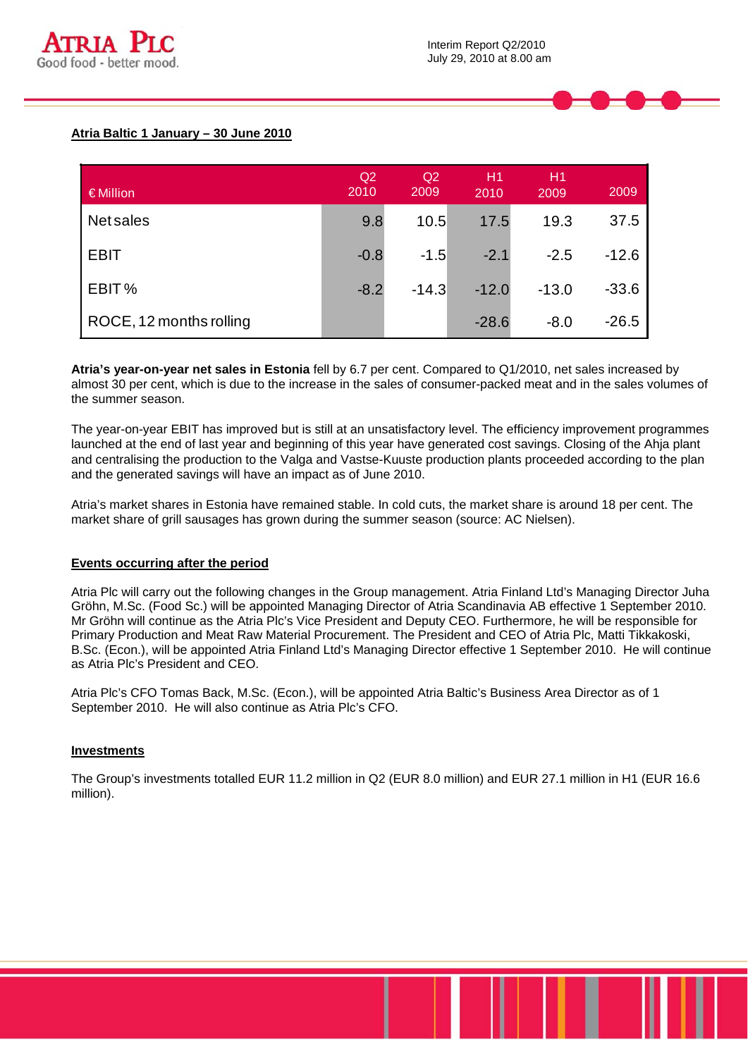**Atria Baltic 1 January – 30 June 2010**

| € Million | Q2 2010 | Q2 2009 | H1 2010 | H1 2009 | 2009 |
|---|---|---|---|---|---|
| Net sales | 9.8 | 10.5 | 17.5 | 19.3 | 37.5 |
| EBIT | -0.8 | -1.5 | -2.1 | -2.5 | -12.6 |
| EBIT % | -8.2 | -14.3 | -12.0 | -13.0 | -33.6 |
| ROCE, 12 months rolling | | | -28.6 | -8.0 | -26.5 |

**Atria's year-on-year net sales in Estonia** fell by 6.7 per cent. Compared to Q1/2010, net sales increased by almost 30 per cent, which is due to the increase in the sales of consumer-packed meat and in the sales volumes of the summer season.

The year-on-year EBIT has improved but is still at an unsatisfactory level. The efficiency improvement programmes launched at the end of last year and beginning of this year have generated cost savings. Closing of the Ahja plant and centralising the production to the Valga and Vastse-Kuuste production plants proceeded according to the plan and the generated savings will have an impact as of June 2010.

Atria's market shares in Estonia have remained stable. In cold cuts, the market share is around 18 per cent. The market share of grill sausages has grown during the summer season (source: AC Nielsen).

**Events occurring after the period**

Atria Plc will carry out the following changes in the Group management. Atria Finland Ltd's Managing Director Juha Gröhn, M.Sc. (Food Sc.) will be appointed Managing Director of Atria Scandinavia AB effective 1 September 2010. Mr Gröhn will continue as the Atria Plc's Vice President and Deputy CEO. Furthermore, he will be responsible for Primary Production and Meat Raw Material Procurement. The President and CEO of Atria Plc, Matti Tikkakoski, B.Sc. (Econ.), will be appointed Atria Finland Ltd's Managing Director effective 1 September 2010. He will continue as Atria Plc's President and CEO.

Atria Plc's CFO Tomas Back, M.Sc. (Econ.), will be appointed Atria Baltic's Business Area Director as of 1 September 2010. He will also continue as Atria Plc's CFO.

**Investments**

The Group's investments totalled EUR 11.2 million in Q2 (EUR 8.0 million) and EUR 27.1 million in H1 (EUR 16.6 million).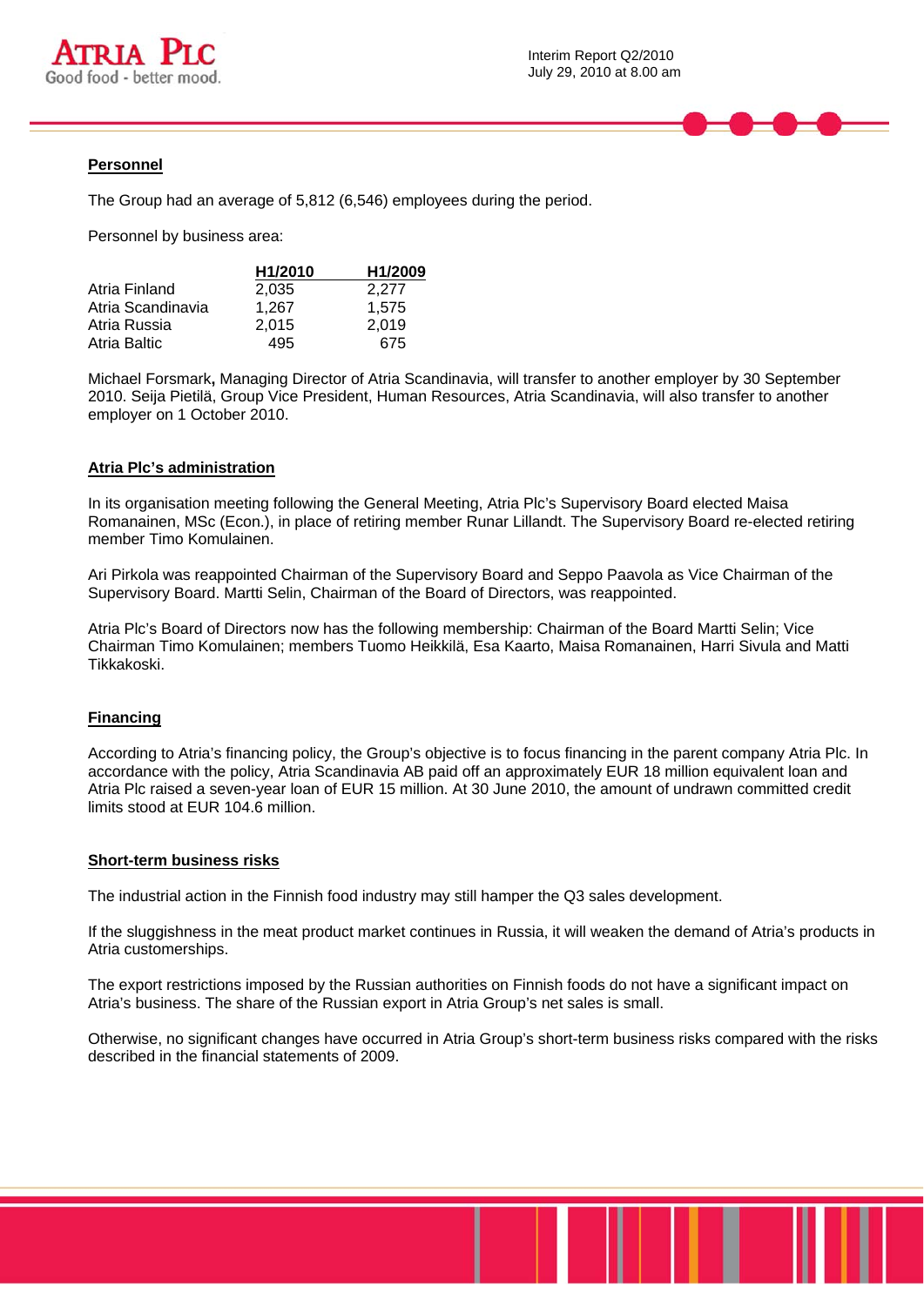## Personnel

The Group had an average of 5,812 (6,546) employees during the period.

Personnel by business area:

| | H1/2010 | H1/2009 |
|---|---|---|
| Atria Finland | 2,035 | 2,277 |
| Atria Scandinavia | 1,267 | 1,575 |
| Atria Russia | 2,015 | 2,019 |
| Atria Baltic | 495 | 675 |

Michael Forsmark**,** Managing Director of Atria Scandinavia, will transfer to another employer by 30 September 2010. Seija Pietilä, Group Vice President, Human Resources, Atria Scandinavia, will also transfer to another employer on 1 October 2010.

## Atria Plc's administration

In its organisation meeting following the General Meeting, Atria Plc's Supervisory Board elected Maisa Romanainen, MSc (Econ.), in place of retiring member Runar Lillandt. The Supervisory Board re-elected retiring member Timo Komulainen.

Ari Pirkola was reappointed Chairman of the Supervisory Board and Seppo Paavola as Vice Chairman of the Supervisory Board. Martti Selin, Chairman of the Board of Directors, was reappointed.

Atria Plc's Board of Directors now has the following membership: Chairman of the Board Martti Selin; Vice Chairman Timo Komulainen; members Tuomo Heikkilä, Esa Kaarto, Maisa Romanainen, Harri Sivula and Matti Tikkakoski.

## Financing

According to Atria's financing policy, the Group's objective is to focus financing in the parent company Atria Plc. In accordance with the policy, Atria Scandinavia AB paid off an approximately EUR 18 million equivalent loan and Atria Plc raised a seven-year loan of EUR 15 million. At 30 June 2010, the amount of undrawn committed credit limits stood at EUR 104.6 million.

## Short-term business risks

The industrial action in the Finnish food industry may still hamper the Q3 sales development.

If the sluggishness in the meat product market continues in Russia, it will weaken the demand of Atria's products in Atria customerships.

The export restrictions imposed by the Russian authorities on Finnish foods do not have a significant impact on Atria's business. The share of the Russian export in Atria Group's net sales is small.

Otherwise, no significant changes have occurred in Atria Group's short-term business risks compared with the risks described in the financial statements of 2009.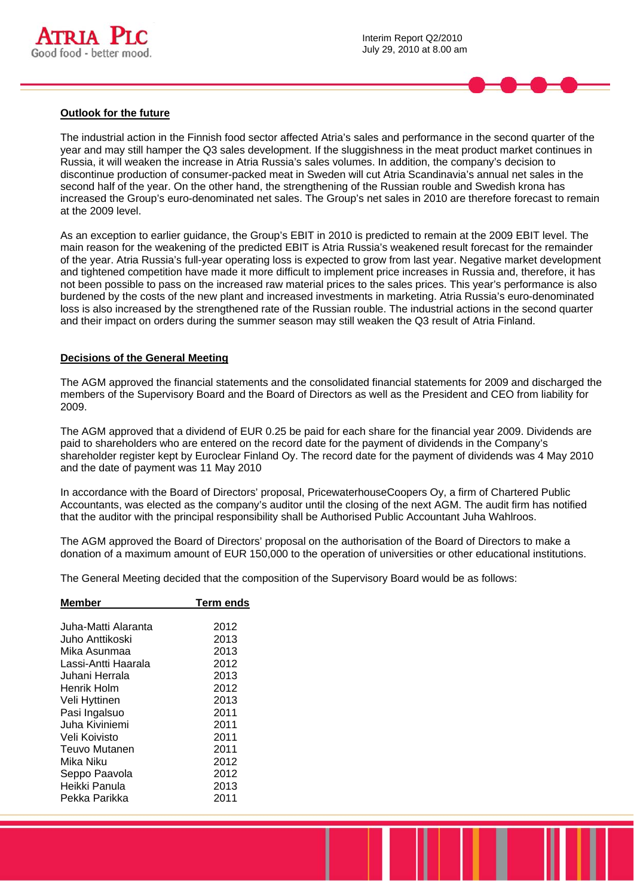**Outlook for the future**

The industrial action in the Finnish food sector affected Atria's sales and performance in the second quarter of the year and may still hamper the Q3 sales development. If the sluggishness in the meat product market continues in Russia, it will weaken the increase in Atria Russia's sales volumes. In addition, the company's decision to discontinue production of consumer-packed meat in Sweden will cut Atria Scandinavia's annual net sales in the second half of the year. On the other hand, the strengthening of the Russian rouble and Swedish krona has increased the Group's euro-denominated net sales. The Group's net sales in 2010 are therefore forecast to remain at the 2009 level.

As an exception to earlier guidance, the Group's EBIT in 2010 is predicted to remain at the 2009 EBIT level. The main reason for the weakening of the predicted EBIT is Atria Russia's weakened result forecast for the remainder of the year. Atria Russia's full-year operating loss is expected to grow from last year. Negative market development and tightened competition have made it more difficult to implement price increases in Russia and, therefore, it has not been possible to pass on the increased raw material prices to the sales prices. This year's performance is also burdened by the costs of the new plant and increased investments in marketing. Atria Russia's euro-denominated loss is also increased by the strengthened rate of the Russian rouble. The industrial actions in the second quarter and their impact on orders during the summer season may still weaken the Q3 result of Atria Finland.

**Decisions of the General Meeting**

The AGM approved the financial statements and the consolidated financial statements for 2009 and discharged the members of the Supervisory Board and the Board of Directors as well as the President and CEO from liability for 2009.

The AGM approved that a dividend of EUR 0.25 be paid for each share for the financial year 2009. Dividends are paid to shareholders who are entered on the record date for the payment of dividends in the Company's shareholder register kept by Euroclear Finland Oy. The record date for the payment of dividends was 4 May 2010 and the date of payment was 11 May 2010

In accordance with the Board of Directors' proposal, PricewaterhouseCoopers Oy, a firm of Chartered Public Accountants, was elected as the company's auditor until the closing of the next AGM. The audit firm has notified that the auditor with the principal responsibility shall be Authorised Public Accountant Juha Wahlroos.

The AGM approved the Board of Directors' proposal on the authorisation of the Board of Directors to make a donation of a maximum amount of EUR 150,000 to the operation of universities or other educational institutions.

The General Meeting decided that the composition of the Supervisory Board would be as follows:

| Member | Term ends |
|---|---|
| Juha-Matti Alaranta | 2012 |
| Juho Anttikoski | 2013 |
| Mika Asunmaa | 2013 |
| Lassi-Antti Haarala | 2012 |
| Juhani Herrala | 2013 |
| Henrik Holm | 2012 |
| Veli Hyttinen | 2013 |
| Pasi Ingalsuo | 2011 |
| Juha Kiviniemi | 2011 |
| Veli Koivisto | 2011 |
| Teuvo Mutanen | 2011 |
| Mika Niku | 2012 |
| Seppo Paavola | 2012 |
| Heikki Panula | 2013 |
| Pekka Parikka | 2011 |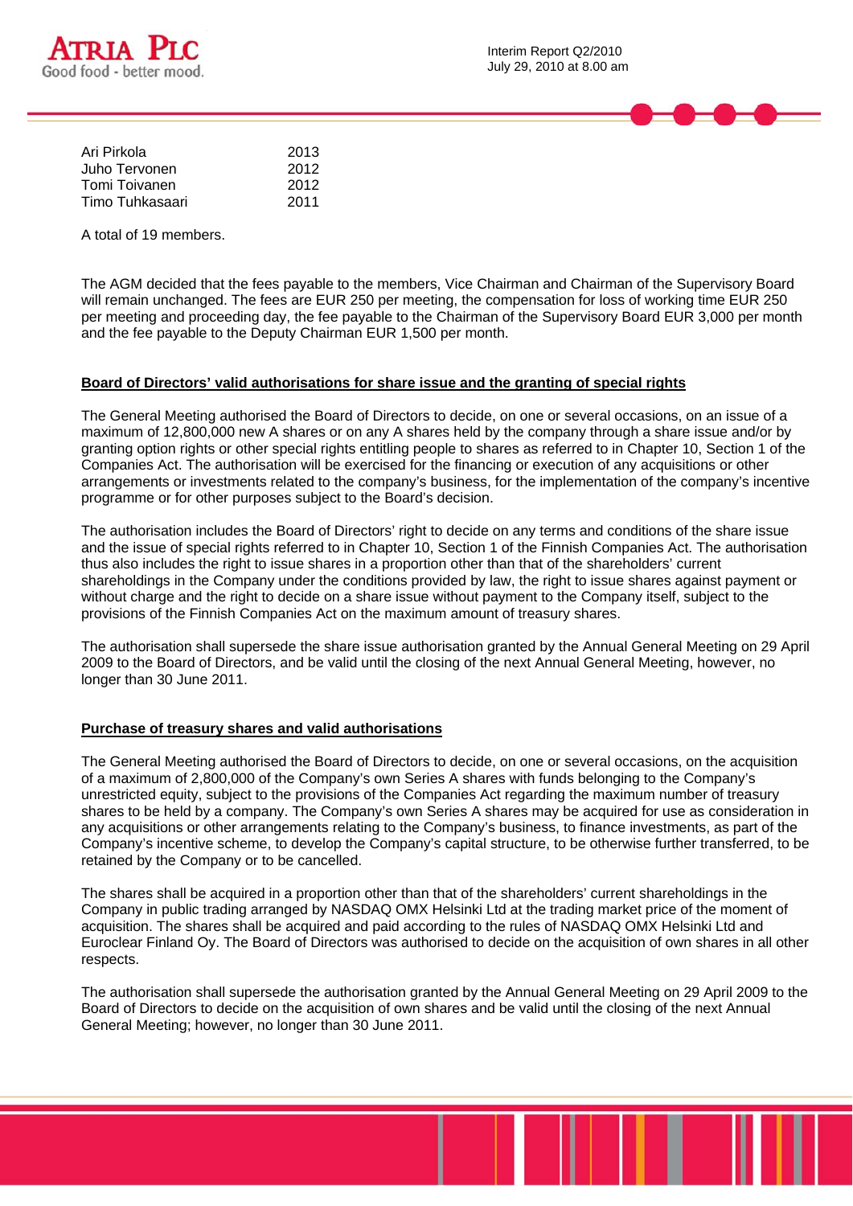| | |
|---|---|
| Ari Pirkola | 2013 |
| Juho Tervonen | 2012 |
| Tomi Toivanen | 2012 |
| Timo Tuhkasaari | 2011 |

A total of 19 members.

The AGM decided that the fees payable to the members, Vice Chairman and Chairman of the Supervisory Board will remain unchanged. The fees are EUR 250 per meeting, the compensation for loss of working time EUR 250 per meeting and proceeding day, the fee payable to the Chairman of the Supervisory Board EUR 3,000 per month and the fee payable to the Deputy Chairman EUR 1,500 per month.

**Board of Directors' valid authorisations for share issue and the granting of special rights**

The General Meeting authorised the Board of Directors to decide, on one or several occasions, on an issue of a maximum of 12,800,000 new A shares or on any A shares held by the company through a share issue and/or by granting option rights or other special rights entitling people to shares as referred to in Chapter 10, Section 1 of the Companies Act. The authorisation will be exercised for the financing or execution of any acquisitions or other arrangements or investments related to the company's business, for the implementation of the company's incentive programme or for other purposes subject to the Board's decision.

The authorisation includes the Board of Directors' right to decide on any terms and conditions of the share issue and the issue of special rights referred to in Chapter 10, Section 1 of the Finnish Companies Act. The authorisation thus also includes the right to issue shares in a proportion other than that of the shareholders' current shareholdings in the Company under the conditions provided by law, the right to issue shares against payment or without charge and the right to decide on a share issue without payment to the Company itself, subject to the provisions of the Finnish Companies Act on the maximum amount of treasury shares.

The authorisation shall supersede the share issue authorisation granted by the Annual General Meeting on 29 April 2009 to the Board of Directors, and be valid until the closing of the next Annual General Meeting, however, no longer than 30 June 2011.

**Purchase of treasury shares and valid authorisations**

The General Meeting authorised the Board of Directors to decide, on one or several occasions, on the acquisition of a maximum of 2,800,000 of the Company's own Series A shares with funds belonging to the Company's unrestricted equity, subject to the provisions of the Companies Act regarding the maximum number of treasury shares to be held by a company. The Company's own Series A shares may be acquired for use as consideration in any acquisitions or other arrangements relating to the Company's business, to finance investments, as part of the Company's incentive scheme, to develop the Company's capital structure, to be otherwise further transferred, to be retained by the Company or to be cancelled.

The shares shall be acquired in a proportion other than that of the shareholders' current shareholdings in the Company in public trading arranged by NASDAQ OMX Helsinki Ltd at the trading market price of the moment of acquisition. The shares shall be acquired and paid according to the rules of NASDAQ OMX Helsinki Ltd and Euroclear Finland Oy. The Board of Directors was authorised to decide on the acquisition of own shares in all other respects.

The authorisation shall supersede the authorisation granted by the Annual General Meeting on 29 April 2009 to the Board of Directors to decide on the acquisition of own shares and be valid until the closing of the next Annual General Meeting; however, no longer than 30 June 2011.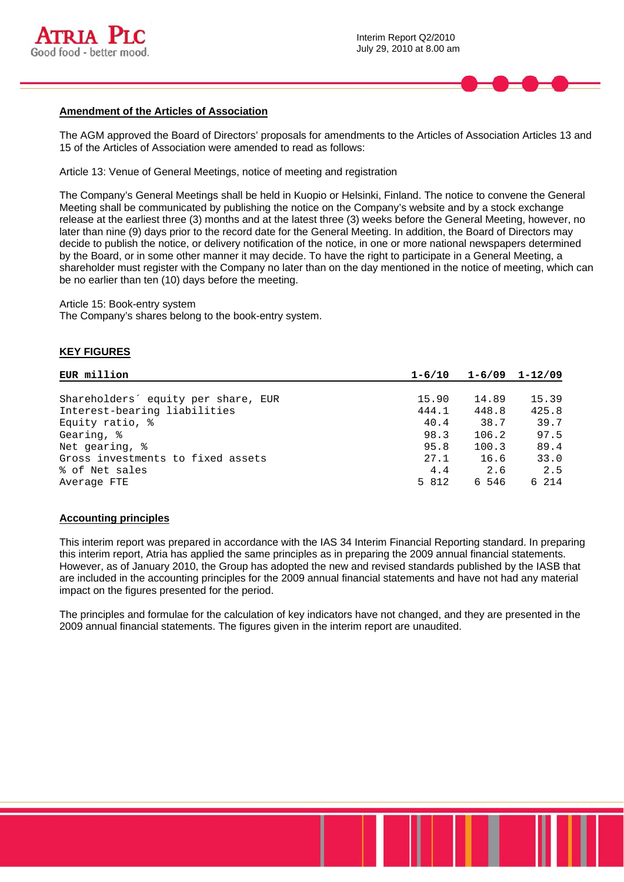## Amendment of the Articles of Association

The AGM approved the Board of Directors' proposals for amendments to the Articles of Association Articles 13 and 15 of the Articles of Association were amended to read as follows:

Article 13: Venue of General Meetings, notice of meeting and registration

The Company's General Meetings shall be held in Kuopio or Helsinki, Finland. The notice to convene the General Meeting shall be communicated by publishing the notice on the Company's website and by a stock exchange release at the earliest three (3) months and at the latest three (3) weeks before the General Meeting, however, no later than nine (9) days prior to the record date for the General Meeting. In addition, the Board of Directors may decide to publish the notice, or delivery notification of the notice, in one or more national newspapers determined by the Board, or in some other manner it may decide. To have the right to participate in a General Meeting, a shareholder must register with the Company no later than on the day mentioned in the notice of meeting, which can be no earlier than ten (10) days before the meeting.

Article 15: Book-entry system
The Company's shares belong to the book-entry system.

## KEY FIGURES

| EUR million | 1-6/10 | 1-6/09 | 1-12/09 |
|---|---|---|---|
| Shareholders´ equity per share, EUR | 15.90 | 14.89 | 15.39 |
| Interest-bearing liabilities | 444.1 | 448.8 | 425.8 |
| Equity ratio, % | 40.4 | 38.7 | 39.7 |
| Gearing, % | 98.3 | 106.2 | 97.5 |
| Net gearing, % | 95.8 | 100.3 | 89.4 |
| Gross investments to fixed assets | 27.1 | 16.6 | 33.0 |
| % of Net sales | 4.4 | 2.6 | 2.5 |
| Average FTE | 5 812 | 6 546 | 6 214 |

## Accounting principles

This interim report was prepared in accordance with the IAS 34 Interim Financial Reporting standard. In preparing this interim report, Atria has applied the same principles as in preparing the 2009 annual financial statements. However, as of January 2010, the Group has adopted the new and revised standards published by the IASB that are included in the accounting principles for the 2009 annual financial statements and have not had any material impact on the figures presented for the period.

The principles and formulae for the calculation of key indicators have not changed, and they are presented in the 2009 annual financial statements. The figures given in the interim report are unaudited.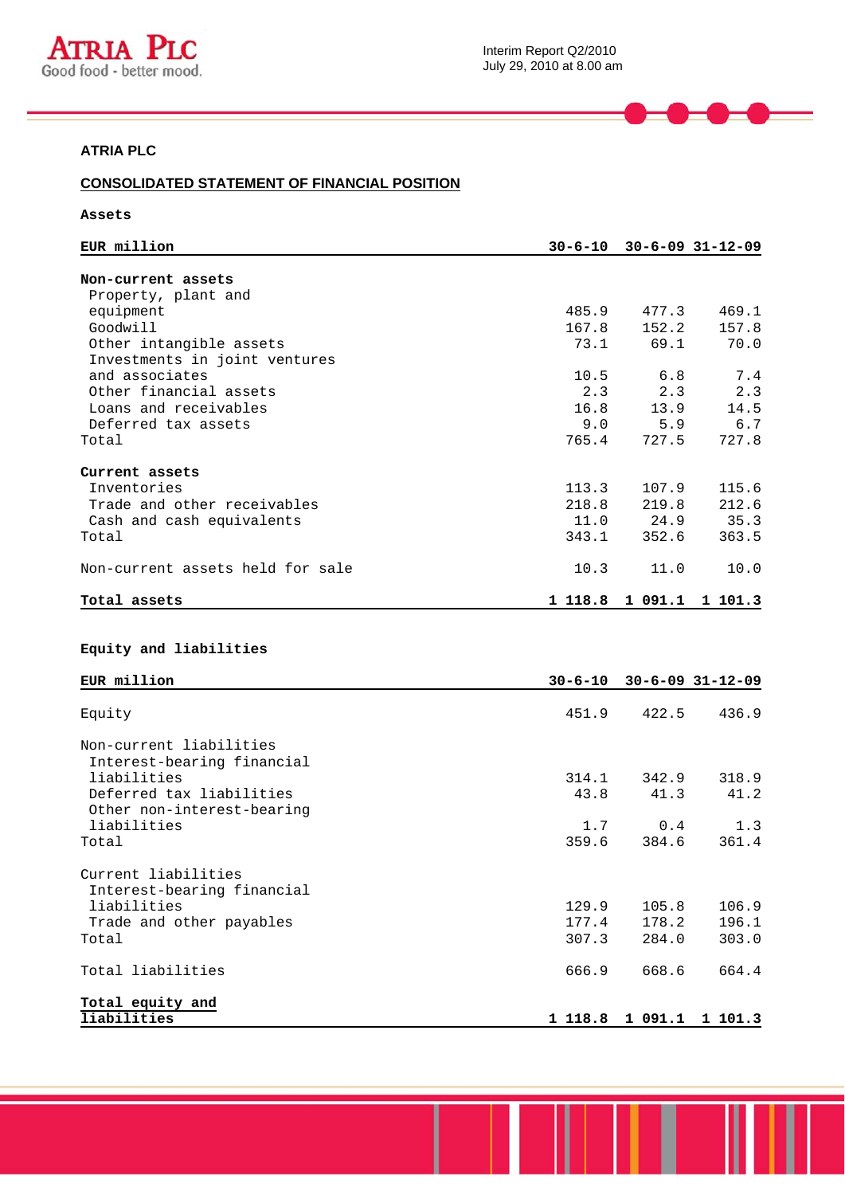**ATRIA PLC**

**CONSOLIDATED STATEMENT OF FINANCIAL POSITION**

**Assets**

| **EUR million** | **30-6-10** | **30-6-09** | **31-12-09** |
|---|---|---|---|
| **Non-current assets** | | | |
| Property, plant and equipment | 485.9 | 477.3 | 469.1 |
| Goodwill | 167.8 | 152.2 | 157.8 |
| Other intangible assets | 73.1 | 69.1 | 70.0 |
| Investments in joint ventures and associates | 10.5 | 6.8 | 7.4 |
| Other financial assets | 2.3 | 2.3 | 2.3 |
| Loans and receivables | 16.8 | 13.9 | 14.5 |
| Deferred tax assets | 9.0 | 5.9 | 6.7 |
| Total | 765.4 | 727.5 | 727.8 |
| | | | |
| **Current assets** | | | |
| Inventories | 113.3 | 107.9 | 115.6 |
| Trade and other receivables | 218.8 | 219.8 | 212.6 |
| Cash and cash equivalents | 11.0 | 24.9 | 35.3 |
| Total | 343.1 | 352.6 | 363.5 |
| | | | |
| Non-current assets held for sale | 10.3 | 11.0 | 10.0 |
| | | | |
| **Total assets** | **1 118.8** | **1 091.1** | **1 101.3** |

**Equity and liabilities**

| **EUR million** | **30-6-10** | **30-6-09** | **31-12-09** |
|---|---|---|---|
| Equity | 451.9 | 422.5 | 436.9 |
| | | | |
| Non-current liabilities | | | |
| Interest-bearing financial liabilities | 314.1 | 342.9 | 318.9 |
| Deferred tax liabilities | 43.8 | 41.3 | 41.2 |
| Other non-interest-bearing liabilities | 1.7 | 0.4 | 1.3 |
| Total | 359.6 | 384.6 | 361.4 |
| | | | |
| Current liabilities | | | |
| Interest-bearing financial liabilities | 129.9 | 105.8 | 106.9 |
| Trade and other payables | 177.4 | 178.2 | 196.1 |
| Total | 307.3 | 284.0 | 303.0 |
| | | | |
| Total liabilities | 666.9 | 668.6 | 664.4 |
| | | | |
| **Total equity and liabilities** | **1 118.8** | **1 091.1** | **1 101.3** |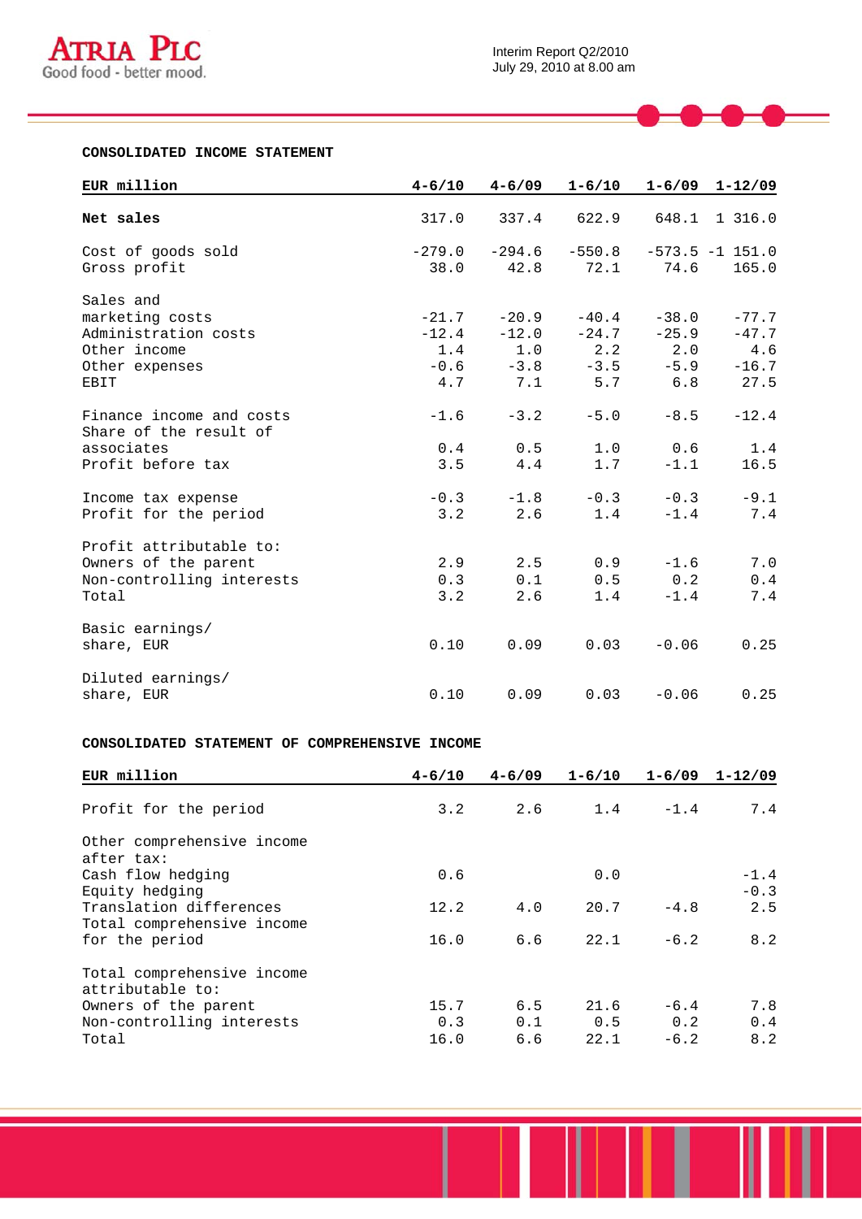## CONSOLIDATED INCOME STATEMENT

| EUR million | 4-6/10 | 4-6/09 | 1-6/10 | 1-6/09 | 1-12/09 |
|---|---|---|---|---|---|
| **Net sales** | 317.0 | 337.4 | 622.9 | 648.1 | 1 316.0 |
| Cost of goods sold | -279.0 | -294.6 | -550.8 | -573.5 | -1 151.0 |
| Gross profit | 38.0 | 42.8 | 72.1 | 74.6 | 165.0 |
| Sales and marketing costs | -21.7 | -20.9 | -40.4 | -38.0 | -77.7 |
| Administration costs | -12.4 | -12.0 | -24.7 | -25.9 | -47.7 |
| Other income | 1.4 | 1.0 | 2.2 | 2.0 | 4.6 |
| Other expenses | -0.6 | -3.8 | -3.5 | -5.9 | -16.7 |
| EBIT | 4.7 | 7.1 | 5.7 | 6.8 | 27.5 |
| Finance income and costs | -1.6 | -3.2 | -5.0 | -8.5 | -12.4 |
| Share of the result of associates | 0.4 | 0.5 | 1.0 | 0.6 | 1.4 |
| Profit before tax | 3.5 | 4.4 | 1.7 | -1.1 | 16.5 |
| Income tax expense | -0.3 | -1.8 | -0.3 | -0.3 | -9.1 |
| Profit for the period | 3.2 | 2.6 | 1.4 | -1.4 | 7.4 |
| Profit attributable to: | | | | | |
| Owners of the parent | 2.9 | 2.5 | 0.9 | -1.6 | 7.0 |
| Non-controlling interests | 0.3 | 0.1 | 0.5 | 0.2 | 0.4 |
| Total | 3.2 | 2.6 | 1.4 | -1.4 | 7.4 |
| Basic earnings/ share, EUR | 0.10 | 0.09 | 0.03 | -0.06 | 0.25 |
| Diluted earnings/ share, EUR | 0.10 | 0.09 | 0.03 | -0.06 | 0.25 |

## CONSOLIDATED STATEMENT OF COMPREHENSIVE INCOME

| EUR million | 4-6/10 | 4-6/09 | 1-6/10 | 1-6/09 | 1-12/09 |
|---|---|---|---|---|---|
| Profit for the period | 3.2 | 2.6 | 1.4 | -1.4 | 7.4 |
| Other comprehensive income after tax: | | | | | |
| Cash flow hedging | 0.6 | | 0.0 | | -1.4 |
| Equity hedging | | | | | -0.3 |
| Translation differences | 12.2 | 4.0 | 20.7 | -4.8 | 2.5 |
| Total comprehensive income for the period | 16.0 | 6.6 | 22.1 | -6.2 | 8.2 |
| Total comprehensive income attributable to: | | | | | |
| Owners of the parent | 15.7 | 6.5 | 21.6 | -6.4 | 7.8 |
| Non-controlling interests | 0.3 | 0.1 | 0.5 | 0.2 | 0.4 |
| Total | 16.0 | 6.6 | 22.1 | -6.2 | 8.2 |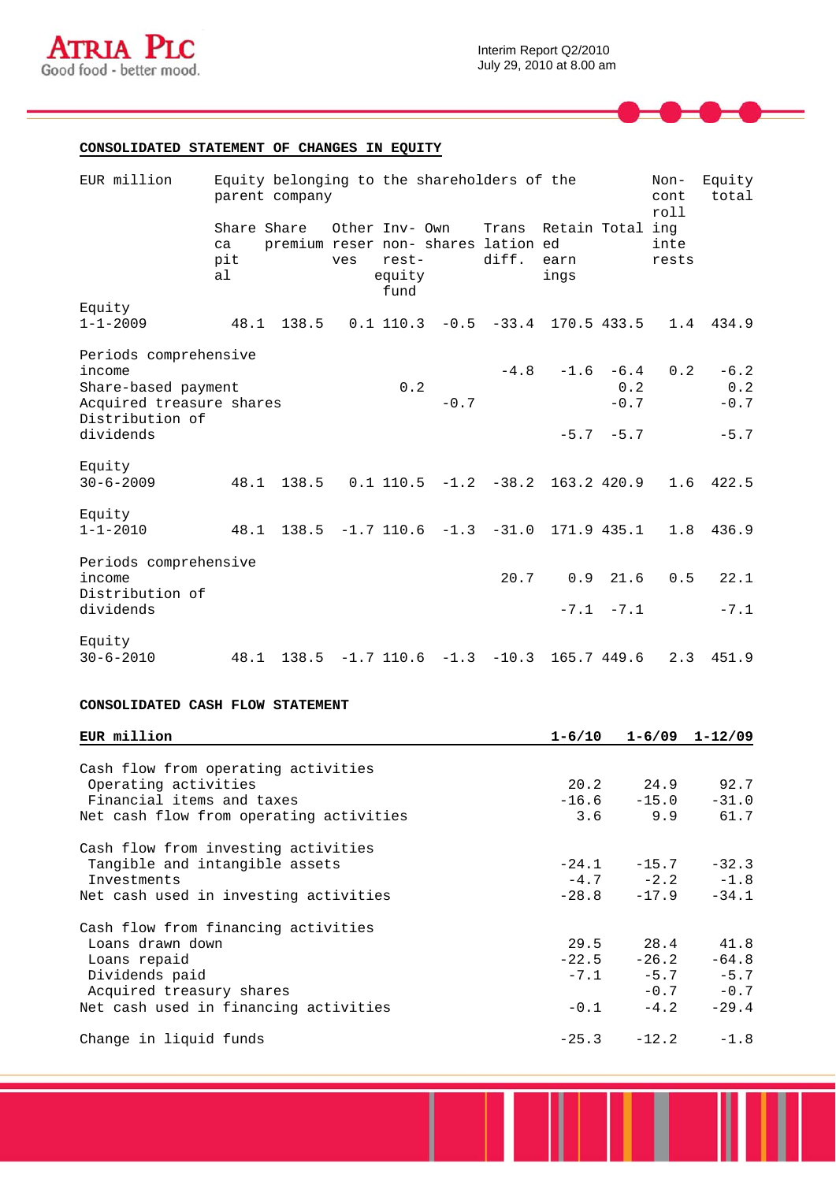## CONSOLIDATED STATEMENT OF CHANGES IN EQUITY

| EUR million | Equity belonging to the shareholders of the parent company | | | | | | | | Non-controlling interests | Equity total |
|---|---|---|---|---|---|---|---|---|---|---|
| | Share capital | Share premium | Other reserves | Inv-non-restequity fund | Own shares | Translation diff. | Retained earnings | Total | | |
| Equity 1-1-2009 | 48.1 | 138.5 | 0.1 | 110.3 | -0.5 | -33.4 | 170.5 | 433.5 | 1.4 | 434.9 |
| Periods comprehensive income | | | | | | -4.8 | -1.6 | -6.4 | 0.2 | -6.2 |
| Share-based payment | | | | 0.2 | | | | 0.2 | | 0.2 |
| Acquired treasury shares | | | | | -0.7 | | | -0.7 | | -0.7 |
| Distribution of dividends | | | | | | | -5.7 | -5.7 | | -5.7 |
| Equity 30-6-2009 | 48.1 | 138.5 | 0.1 | 110.5 | -1.2 | -38.2 | 163.2 | 420.9 | 1.6 | 422.5 |
| Equity 1-1-2010 | 48.1 | 138.5 | -1.7 | 110.6 | -1.3 | -31.0 | 171.9 | 435.1 | 1.8 | 436.9 |
| Periods comprehensive income | | | | | | 20.7 | 0.9 | 21.6 | 0.5 | 22.1 |
| Distribution of dividends | | | | | | | -7.1 | -7.1 | | -7.1 |
| Equity 30-6-2010 | 48.1 | 138.5 | -1.7 | 110.6 | -1.3 | -10.3 | 165.7 | 449.6 | 2.3 | 451.9 |

## CONSOLIDATED CASH FLOW STATEMENT

| EUR million | 1-6/10 | 1-6/09 | 1-12/09 |
|---|---|---|---|
| Cash flow from operating activities | | | |
| Operating activities | 20.2 | 24.9 | 92.7 |
| Financial items and taxes | -16.6 | -15.0 | -31.0 |
| Net cash flow from operating activities | 3.6 | 9.9 | 61.7 |
| Cash flow from investing activities | | | |
| Tangible and intangible assets | -24.1 | -15.7 | -32.3 |
| Investments | -4.7 | -2.2 | -1.8 |
| Net cash used in investing activities | -28.8 | -17.9 | -34.1 |
| Cash flow from financing activities | | | |
| Loans drawn down | 29.5 | 28.4 | 41.8 |
| Loans repaid | -22.5 | -26.2 | -64.8 |
| Dividends paid | -7.1 | -5.7 | -5.7 |
| Acquired treasury shares | | -0.7 | -0.7 |
| Net cash used in financing activities | -0.1 | -4.2 | -29.4 |
| Change in liquid funds | -25.3 | -12.2 | -1.8 |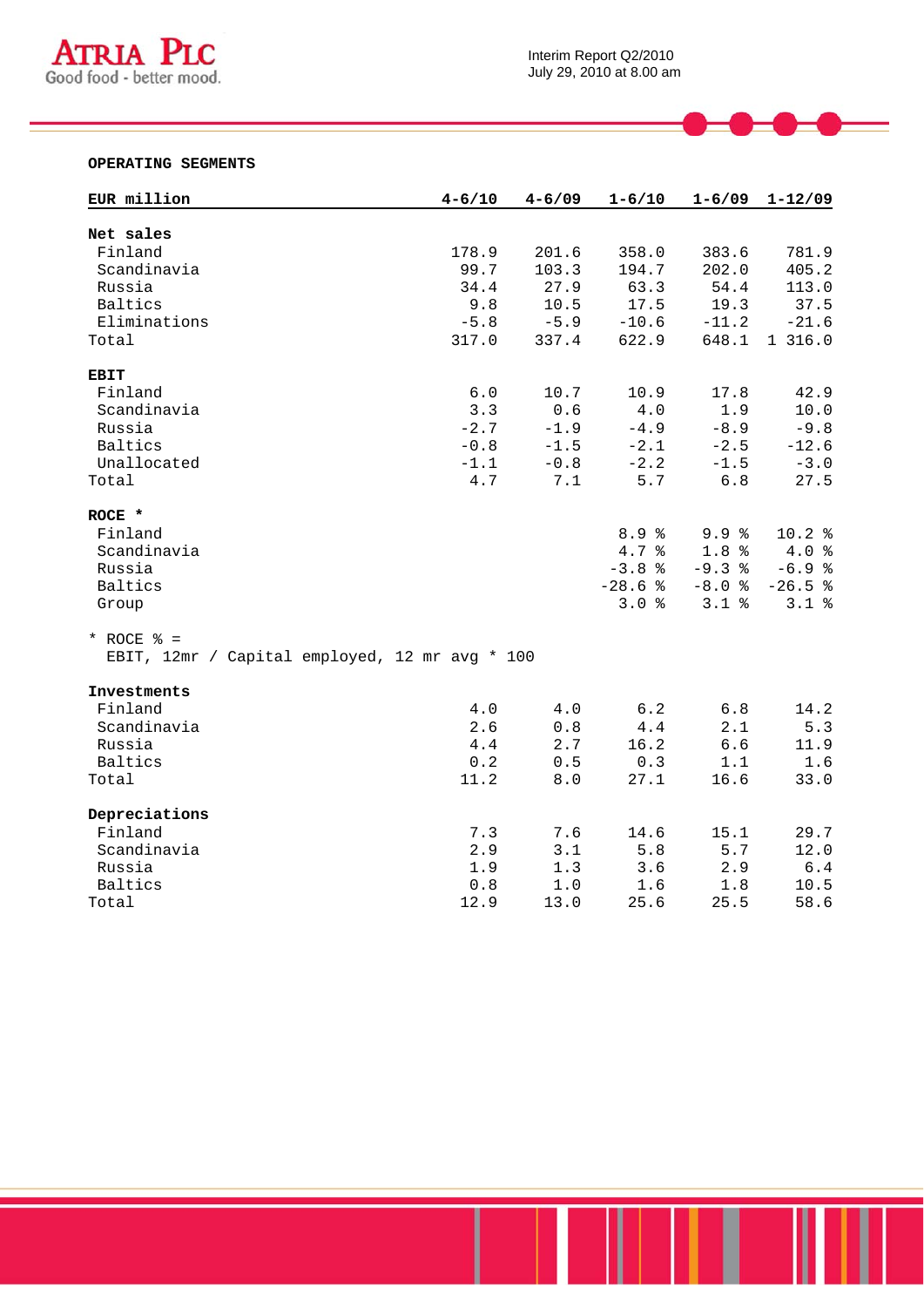## OPERATING SEGMENTS

| EUR million | 4-6/10 | 4-6/09 | 1-6/10 | 1-6/09 | 1-12/09 |
|---|---|---|---|---|---|
| **Net sales** | | | | | |
| Finland | 178.9 | 201.6 | 358.0 | 383.6 | 781.9 |
| Scandinavia | 99.7 | 103.3 | 194.7 | 202.0 | 405.2 |
| Russia | 34.4 | 27.9 | 63.3 | 54.4 | 113.0 |
| Baltics | 9.8 | 10.5 | 17.5 | 19.3 | 37.5 |
| Eliminations | -5.8 | -5.9 | -10.6 | -11.2 | -21.6 |
| Total | 317.0 | 337.4 | 622.9 | 648.1 | 1 316.0 |
| **EBIT** | | | | | |
| Finland | 6.0 | 10.7 | 10.9 | 17.8 | 42.9 |
| Scandinavia | 3.3 | 0.6 | 4.0 | 1.9 | 10.0 |
| Russia | -2.7 | -1.9 | -4.9 | -8.9 | -9.8 |
| Baltics | -0.8 | -1.5 | -2.1 | -2.5 | -12.6 |
| Unallocated | -1.1 | -0.8 | -2.2 | -1.5 | -3.0 |
| Total | 4.7 | 7.1 | 5.7 | 6.8 | 27.5 |
| **ROCE \*** | | | | | |
| Finland | | | 8.9 % | 9.9 % | 10.2 % |
| Scandinavia | | | 4.7 % | 1.8 % | 4.0 % |
| Russia | | | -3.8 % | -9.3 % | -6.9 % |
| Baltics | | | -28.6 % | -8.0 % | -26.5 % |
| Group | | | 3.0 % | 3.1 % | 3.1 % |

\* ROCE % =
EBIT, 12mr / Capital employed, 12 mr avg * 100

| EUR million | 4-6/10 | 4-6/09 | 1-6/10 | 1-6/09 | 1-12/09 |
|---|---|---|---|---|---|
| **Investments** | | | | | |
| Finland | 4.0 | 4.0 | 6.2 | 6.8 | 14.2 |
| Scandinavia | 2.6 | 0.8 | 4.4 | 2.1 | 5.3 |
| Russia | 4.4 | 2.7 | 16.2 | 6.6 | 11.9 |
| Baltics | 0.2 | 0.5 | 0.3 | 1.1 | 1.6 |
| Total | 11.2 | 8.0 | 27.1 | 16.6 | 33.0 |
| **Depreciations** | | | | | |
| Finland | 7.3 | 7.6 | 14.6 | 15.1 | 29.7 |
| Scandinavia | 2.9 | 3.1 | 5.8 | 5.7 | 12.0 |
| Russia | 1.9 | 1.3 | 3.6 | 2.9 | 6.4 |
| Baltics | 0.8 | 1.0 | 1.6 | 1.8 | 10.5 |
| Total | 12.9 | 13.0 | 25.6 | 25.5 | 58.6 |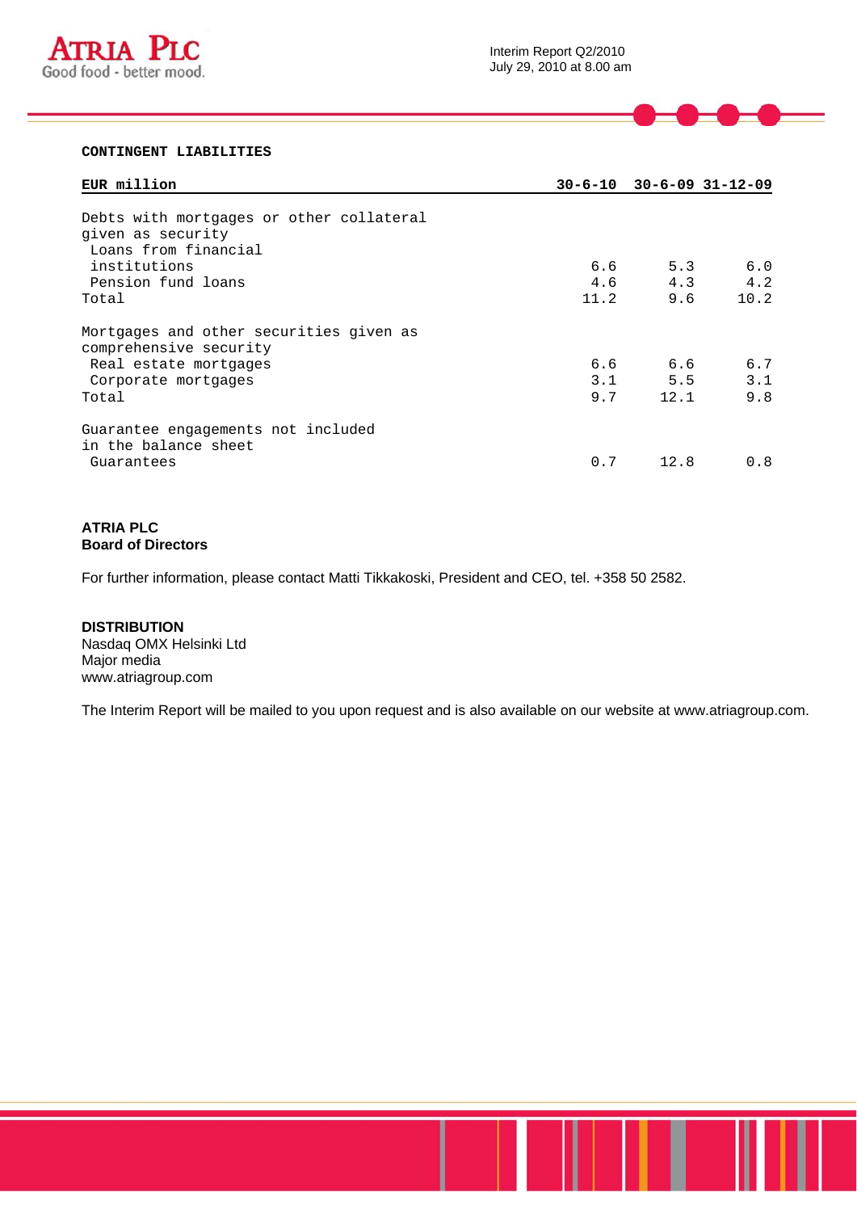## CONTINGENT LIABILITIES

| EUR million | 30-6-10 | 30-6-09 | 31-12-09 |
|---|---|---|---|
| Debts with mortgages or other collateral given as security | | | |
| Loans from financial institutions | 6.6 | 5.3 | 6.0 |
| Pension fund loans | 4.6 | 4.3 | 4.2 |
| Total | 11.2 | 9.6 | 10.2 |
| | | | |
| Mortgages and other securities given as comprehensive security | | | |
| Real estate mortgages | 6.6 | 6.6 | 6.7 |
| Corporate mortgages | 3.1 | 5.5 | 3.1 |
| Total | 9.7 | 12.1 | 9.8 |
| | | | |
| Guarantee engagements not included in the balance sheet | | | |
| Guarantees | 0.7 | 12.8 | 0.8 |

**ATRIA PLC**
**Board of Directors**

For further information, please contact Matti Tikkakoski, President and CEO, tel. +358 50 2582.

**DISTRIBUTION**
Nasdaq OMX Helsinki Ltd
Major media
www.atriagroup.com

The Interim Report will be mailed to you upon request and is also available on our website at www.atriagroup.com.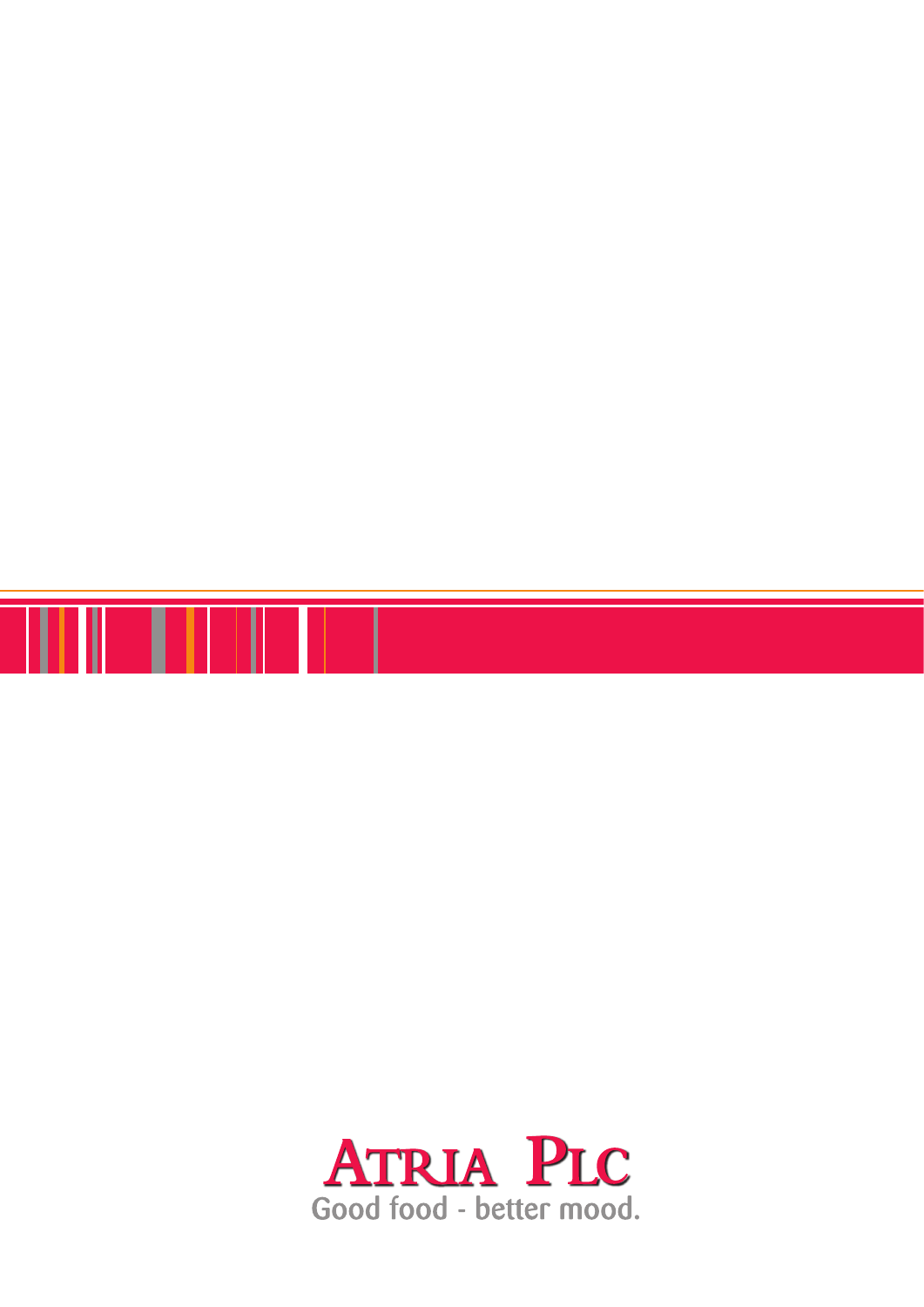ATRIA PLC

Good food - better mood.